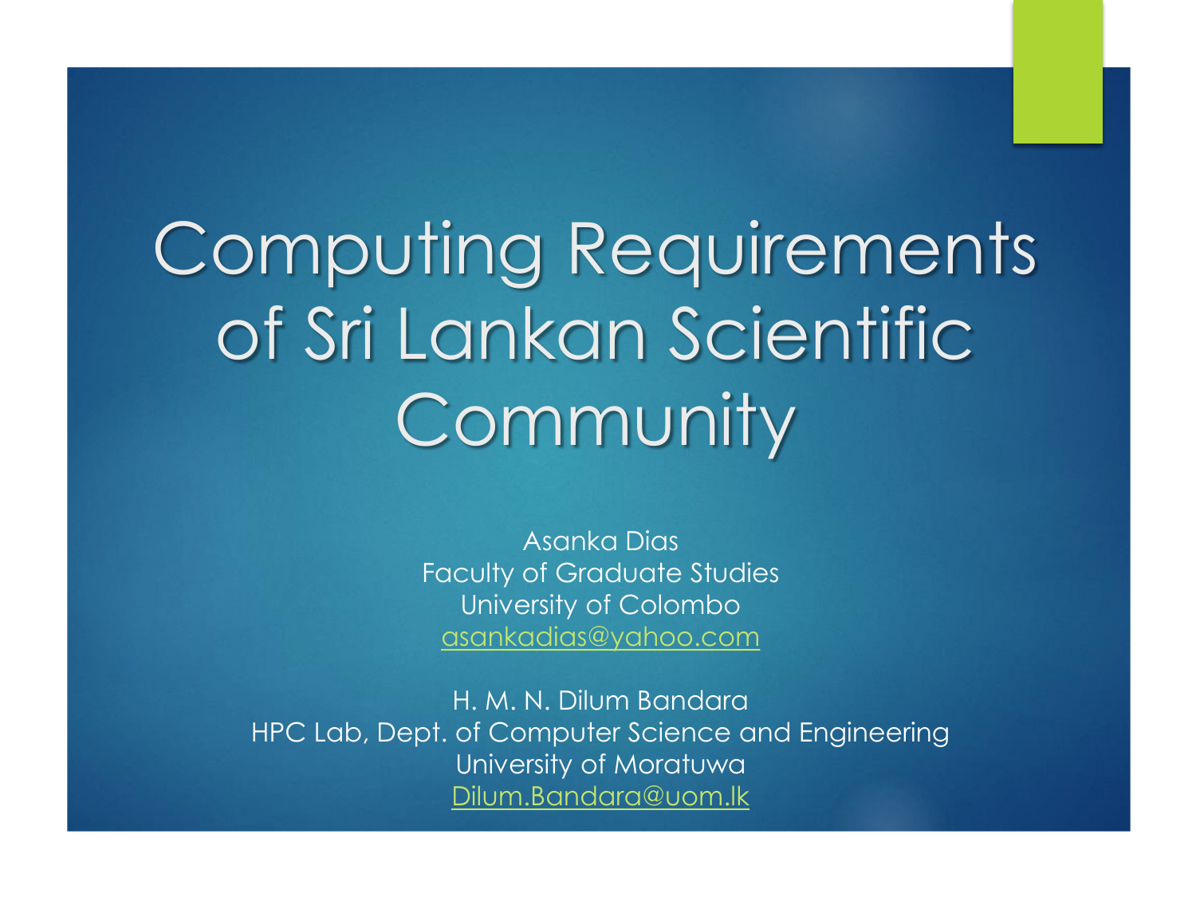# Computing Requirements of Sri Lankan Scientific Community

Asanka Dias
Faculty of Graduate Studies
University of Colombo
asankadias@yahoo.com

H. M. N. Dilum Bandara
HPC Lab, Dept. of Computer Science and Engineering
University of Moratuwa
Dilum.Bandara@uom.lk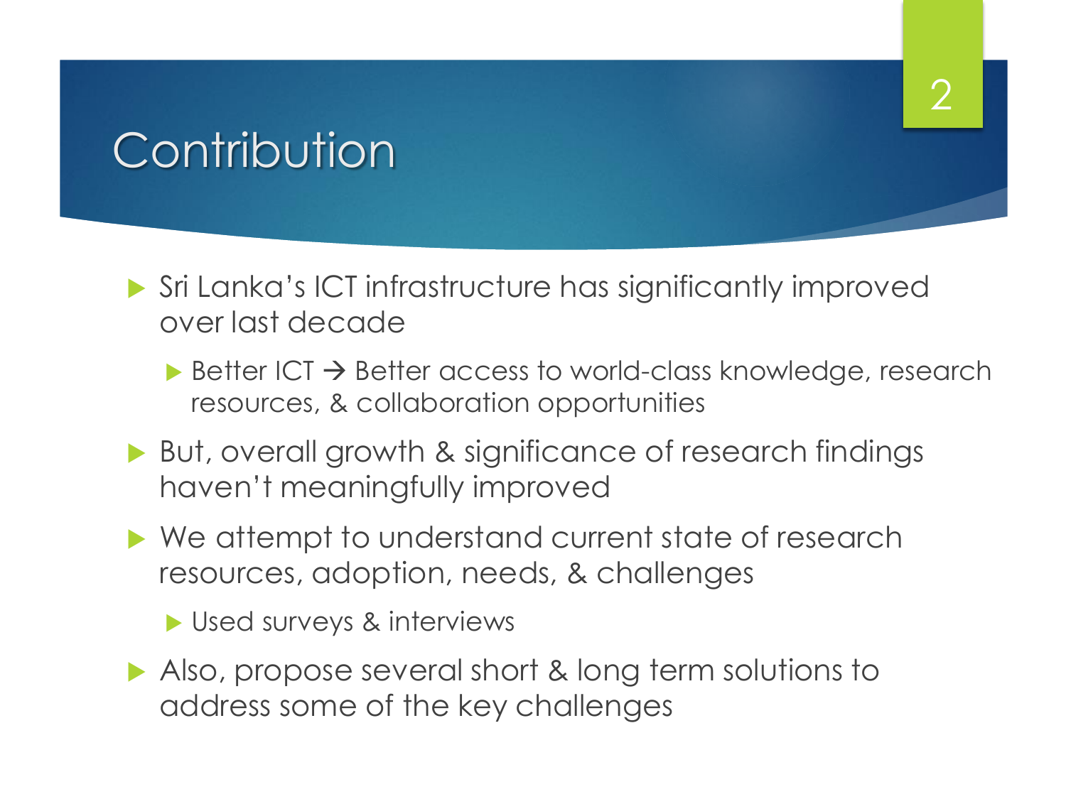# Contribution

- Sri Lanka's ICT infrastructure has significantly improved over last decade
  - Better ICT → Better access to world-class knowledge, research resources, & collaboration opportunities
- But, overall growth & significance of research findings haven't meaningfully improved
- We attempt to understand current state of research resources, adoption, needs, & challenges
  - Used surveys & interviews
- Also, propose several short & long term solutions to address some of the key challenges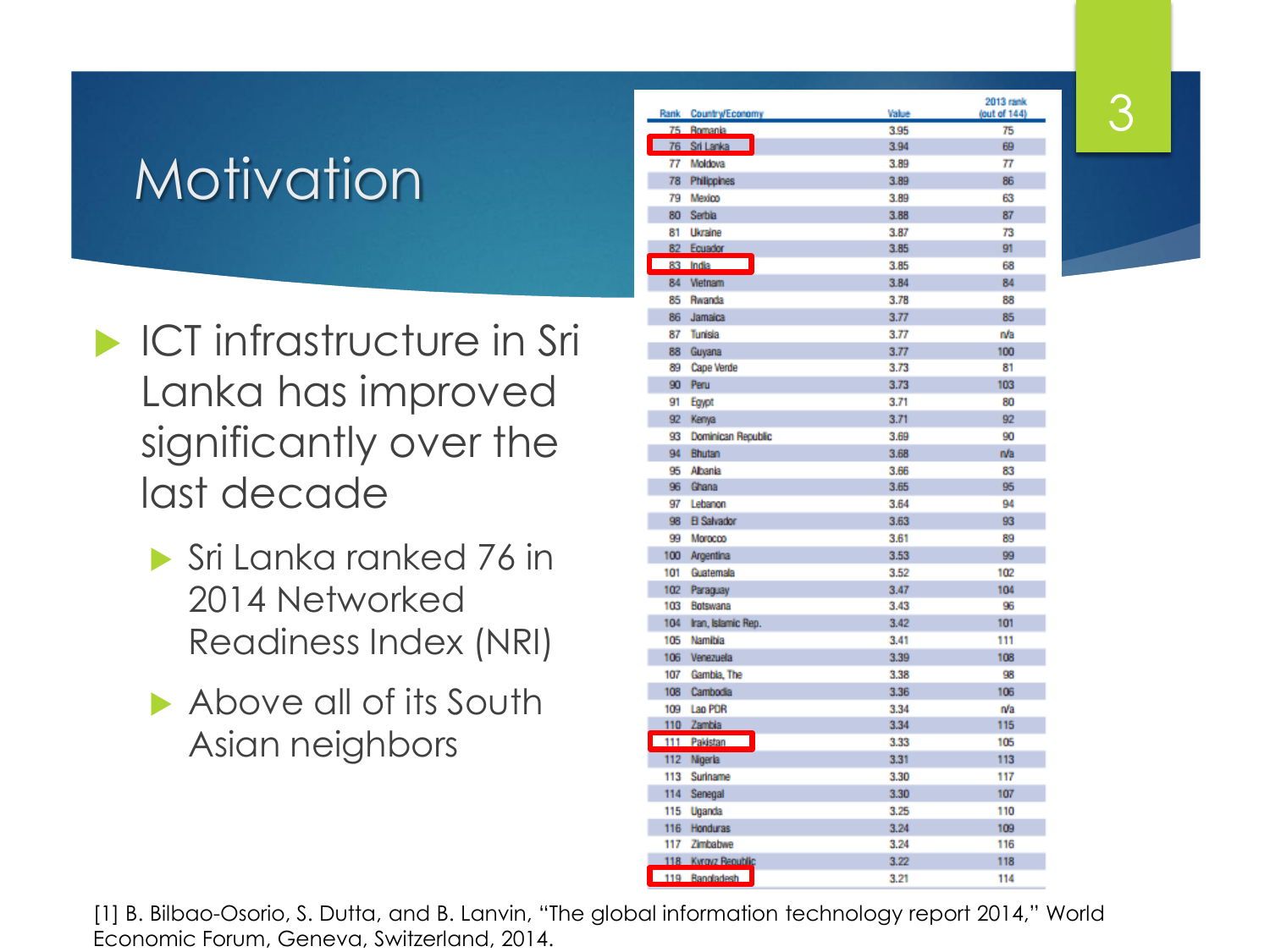# Motivation

- ICT infrastructure in Sri Lanka has improved significantly over the last decade
  - Sri Lanka ranked 76 in 2014 Networked Readiness Index (NRI)
  - Above all of its South Asian neighbors

| Rank | Country/Economy | Value | 2013 rank (out of 144) |
|---|---|---|---|
| 75 | Romania | 3.95 | 75 |
| 76 | Sri Lanka | 3.94 | 69 |
| 77 | Moldova | 3.89 | 77 |
| 78 | Philippines | 3.89 | 86 |
| 79 | Mexico | 3.89 | 63 |
| 80 | Serbia | 3.88 | 87 |
| 81 | Ukraine | 3.87 | 73 |
| 82 | Ecuador | 3.85 | 91 |
| 83 | India | 3.85 | 68 |
| 84 | Vietnam | 3.84 | 84 |
| 85 | Rwanda | 3.78 | 88 |
| 86 | Jamaica | 3.77 | 85 |
| 87 | Tunisia | 3.77 | n/a |
| 88 | Guyana | 3.77 | 100 |
| 89 | Cape Verde | 3.73 | 81 |
| 90 | Peru | 3.73 | 103 |
| 91 | Egypt | 3.71 | 80 |
| 92 | Kenya | 3.71 | 92 |
| 93 | Dominican Republic | 3.69 | 90 |
| 94 | Bhutan | 3.68 | n/a |
| 95 | Albania | 3.66 | 83 |
| 96 | Ghana | 3.65 | 95 |
| 97 | Lebanon | 3.64 | 94 |
| 98 | El Salvador | 3.63 | 93 |
| 99 | Morocco | 3.61 | 89 |
| 100 | Argentina | 3.53 | 99 |
| 101 | Guatemala | 3.52 | 102 |
| 102 | Paraguay | 3.47 | 104 |
| 103 | Botswana | 3.43 | 96 |
| 104 | Iran, Islamic Rep. | 3.42 | 101 |
| 105 | Namibia | 3.41 | 111 |
| 106 | Venezuela | 3.39 | 108 |
| 107 | Gambia, The | 3.38 | 98 |
| 108 | Cambodia | 3.36 | 106 |
| 109 | Lao PDR | 3.34 | n/a |
| 110 | Zambia | 3.34 | 115 |
| 111 | Pakistan | 3.33 | 105 |
| 112 | Nigeria | 3.31 | 113 |
| 113 | Suriname | 3.30 | 117 |
| 114 | Senegal | 3.30 | 107 |
| 115 | Uganda | 3.25 | 110 |
| 116 | Honduras | 3.24 | 109 |
| 117 | Zimbabwe | 3.24 | 116 |
| 118 | Kyrgyz Republic | 3.22 | 118 |
| 119 | Bangladesh | 3.21 | 114 |

[1] B. Bilbao-Osorio, S. Dutta, and B. Lanvin, "The global information technology report 2014," World Economic Forum, Geneva, Switzerland, 2014.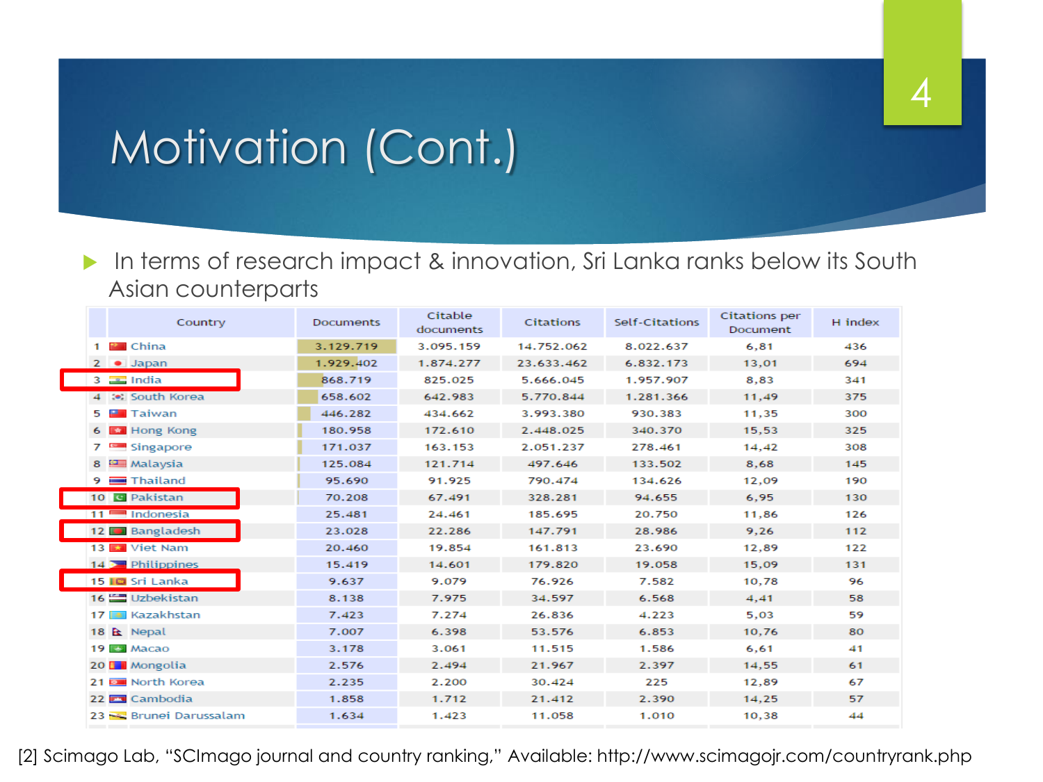# Motivation (Cont.)

- In terms of research impact & innovation, Sri Lanka ranks below its South Asian counterparts

| | Country | Documents | Citable documents | Citations | Self-Citations | Citations per Document | H index |
|---|---|---|---|---|---|---|---|
| 1 | China | 3.129.719 | 3.095.159 | 14.752.062 | 8.022.637 | 6,81 | 436 |
| 2 | Japan | 1.929.402 | 1.874.277 | 23.633.462 | 6.832.173 | 13,01 | 694 |
| 3 | India | 868.719 | 825.025 | 5.666.045 | 1.957.907 | 8,83 | 341 |
| 4 | South Korea | 658.602 | 642.983 | 5.770.844 | 1.281.366 | 11,49 | 375 |
| 5 | Taiwan | 446.282 | 434.662 | 3.993.380 | 930.383 | 11,35 | 300 |
| 6 | Hong Kong | 180.958 | 172.610 | 2.448.025 | 340.370 | 15,53 | 325 |
| 7 | Singapore | 171.037 | 163.153 | 2.051.237 | 278.461 | 14,42 | 308 |
| 8 | Malaysia | 125.084 | 121.714 | 497.646 | 133.502 | 8,68 | 145 |
| 9 | Thailand | 95.690 | 91.925 | 790.474 | 134.626 | 12,09 | 190 |
| 10 | Pakistan | 70.208 | 67.491 | 328.281 | 94.655 | 6,95 | 130 |
| 11 | Indonesia | 25.481 | 24.461 | 185.695 | 20.750 | 11,86 | 126 |
| 12 | Bangladesh | 23.028 | 22.286 | 147.791 | 28.986 | 9,26 | 112 |
| 13 | Viet Nam | 20.460 | 19.854 | 161.813 | 23.690 | 12,89 | 122 |
| 14 | Philippines | 15.419 | 14.601 | 179.820 | 19.058 | 15,09 | 131 |
| 15 | Sri Lanka | 9.637 | 9.079 | 76.926 | 7.582 | 10,78 | 96 |
| 16 | Uzbekistan | 8.138 | 7.975 | 34.597 | 6.568 | 4,41 | 58 |
| 17 | Kazakhstan | 7.423 | 7.274 | 26.836 | 4.223 | 5,03 | 59 |
| 18 | Nepal | 7.007 | 6.398 | 53.576 | 6.853 | 10,76 | 80 |
| 19 | Macao | 3.178 | 3.061 | 11.515 | 1.586 | 6,61 | 41 |
| 20 | Mongolia | 2.576 | 2.494 | 21.967 | 2.397 | 14,55 | 61 |
| 21 | North Korea | 2.235 | 2.200 | 30.424 | 225 | 12,89 | 67 |
| 22 | Cambodia | 1.858 | 1.712 | 21.412 | 2.390 | 14,25 | 57 |
| 23 | Brunei Darussalam | 1.634 | 1.423 | 11.058 | 1.010 | 10,38 | 44 |

[2] Scimago Lab, "SCImago journal and country ranking," Available: http://www.scimagojr.com/countryrank.php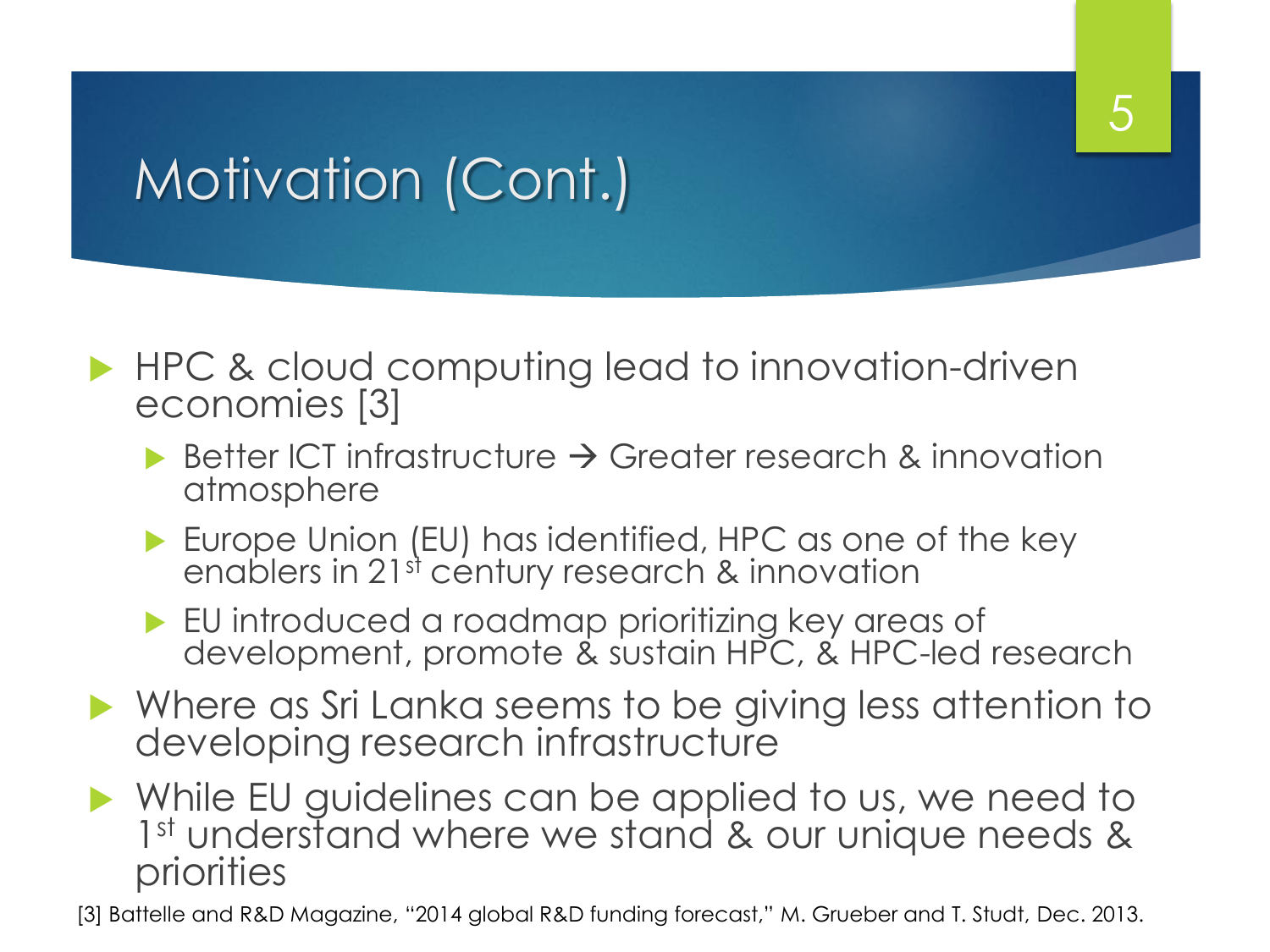# Motivation (Cont.)

- HPC & cloud computing lead to innovation-driven economies [3]
  - Better ICT infrastructure → Greater research & innovation atmosphere
  - Europe Union (EU) has identified, HPC as one of the key enablers in 21st century research & innovation
  - EU introduced a roadmap prioritizing key areas of development, promote & sustain HPC, & HPC-led research
- Where as Sri Lanka seems to be giving less attention to developing research infrastructure
- While EU guidelines can be applied to us, we need to 1st understand where we stand & our unique needs & priorities

[3] Battelle and R&D Magazine, "2014 global R&D funding forecast," M. Grueber and T. Studt, Dec. 2013.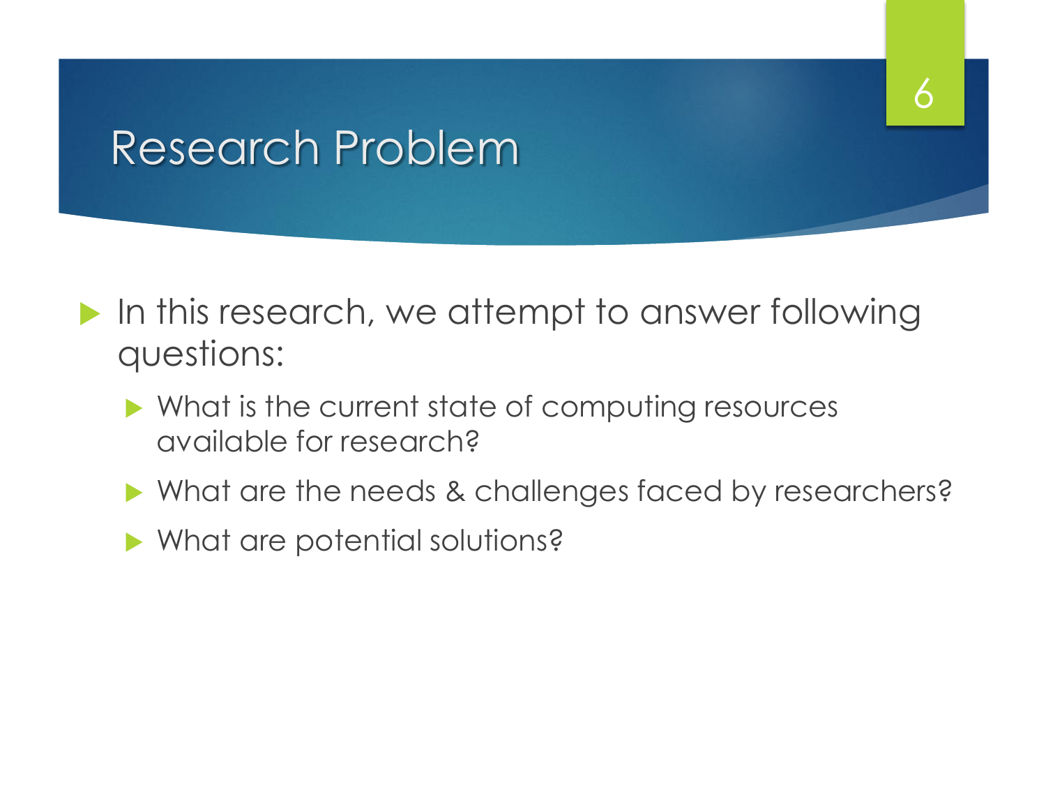# Research Problem

- In this research, we attempt to answer following questions:
  - What is the current state of computing resources available for research?
  - What are the needs & challenges faced by researchers?
  - What are potential solutions?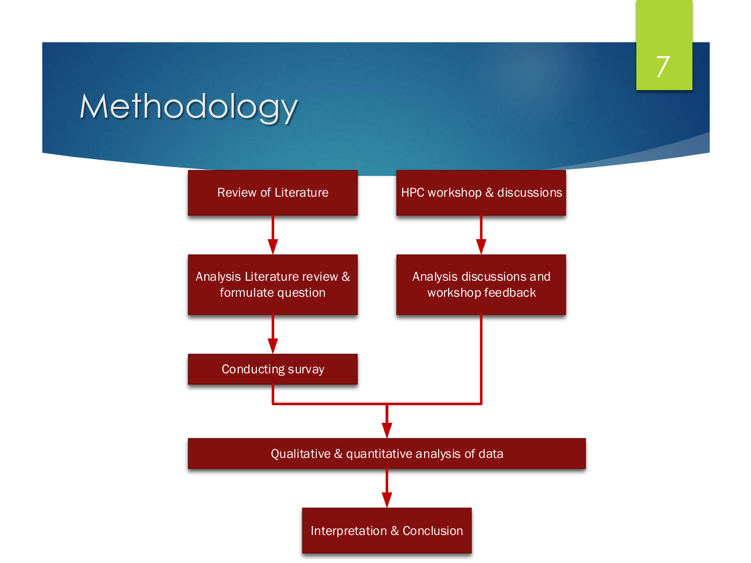# Methodology

- Review of Literature
- Analysis Literature review & formulate question
- Conducting survey
- HPC workshop & discussions
- Analysis discussions and workshop feedback
- Qualitative & quantitative analysis of data
- Interpretation & Conclusion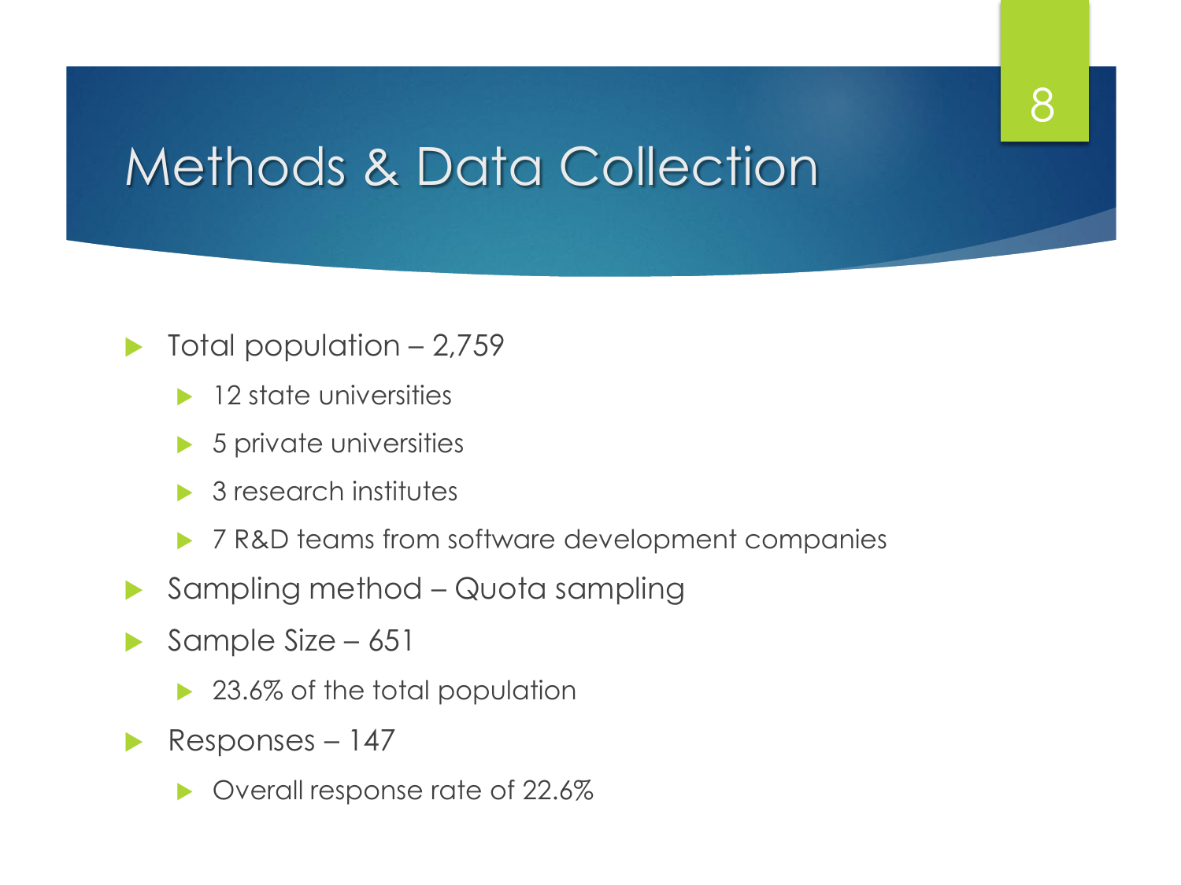# Methods & Data Collection

- Total population – 2,759
  - 12 state universities
  - 5 private universities
  - 3 research institutes
  - 7 R&D teams from software development companies
- Sampling method – Quota sampling
- Sample Size – 651
  - 23.6% of the total population
- Responses – 147
  - Overall response rate of 22.6%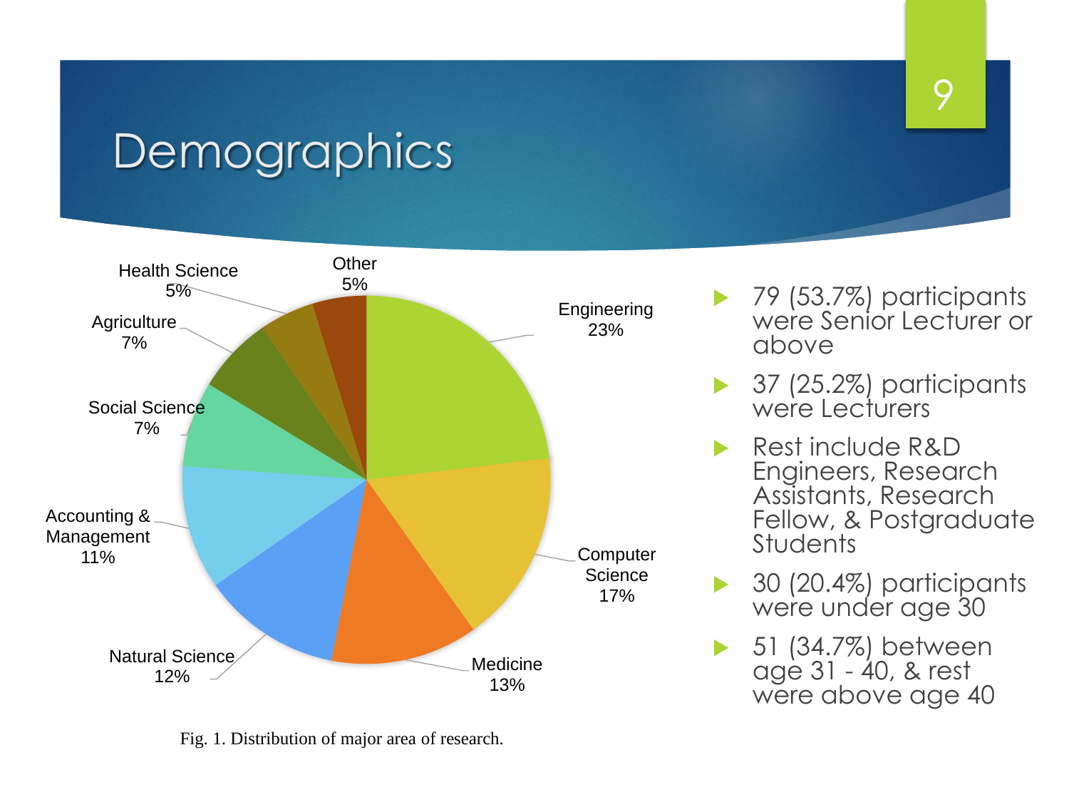# Demographics

Fig. 1. Distribution of major area of research.

- 79 (53.7%) participants were Senior Lecturer or above
- 37 (25.2%) participants were Lecturers
- Rest include R&D Engineers, Research Assistants, Research Fellow, & Postgraduate Students
- 30 (20.4%) participants were under age 30
- 51 (34.7%) between age 31 - 40, & rest were above age 40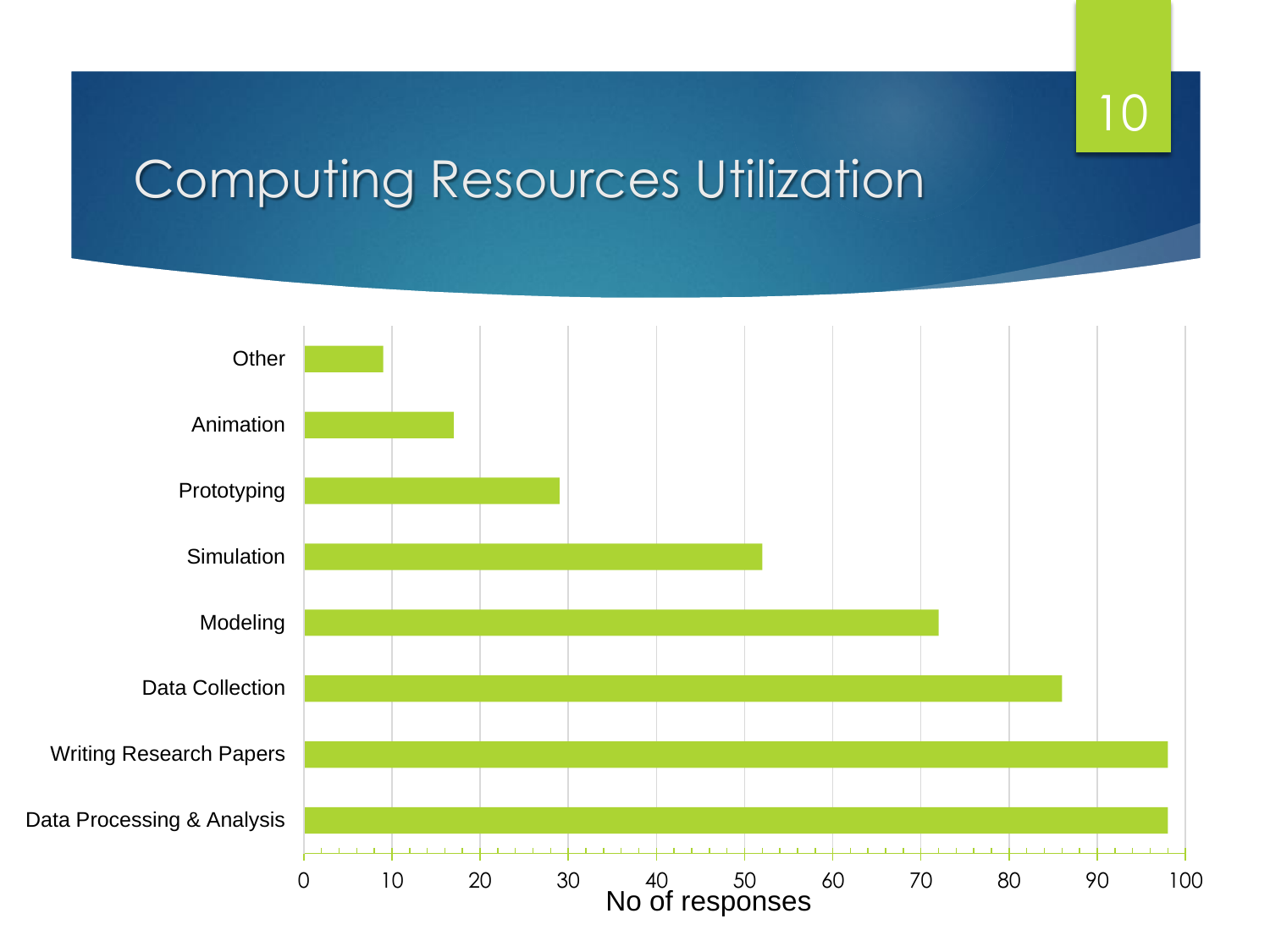# Computing Resources Utilization

| Category | No of responses |
|---|---|
| Other | 9 |
| Animation | 17 |
| Prototyping | 29 |
| Simulation | 52 |
| Modeling | 72 |
| Data Collection | 86 |
| Writing Research Papers | 98 |
| Data Processing & Analysis | 98 |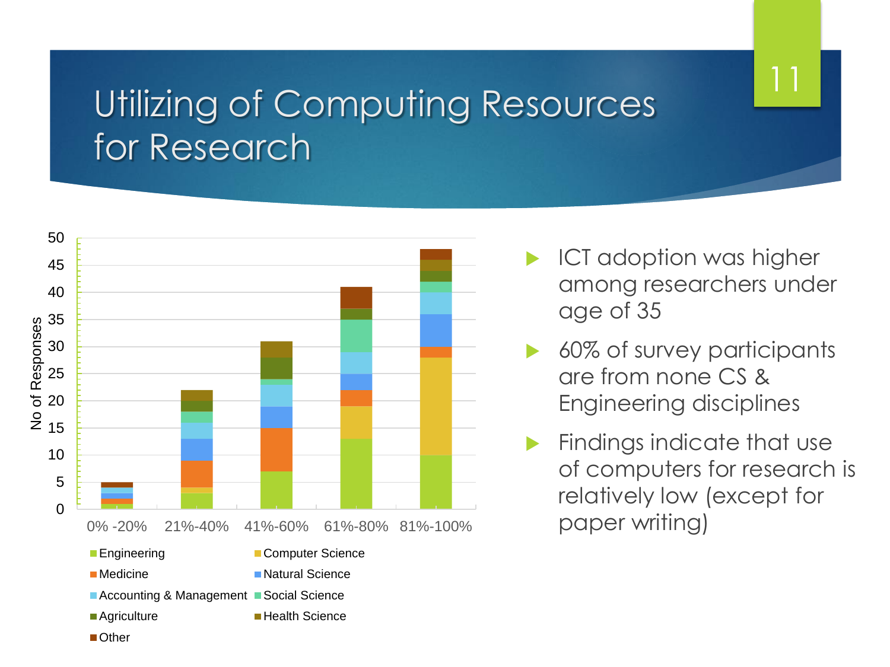# Utilizing of Computing Resources for Research

- ICT adoption was higher among researchers under age of 35
- 60% of survey participants are from none CS & Engineering disciplines
- Findings indicate that use of computers for research is relatively low (except for paper writing)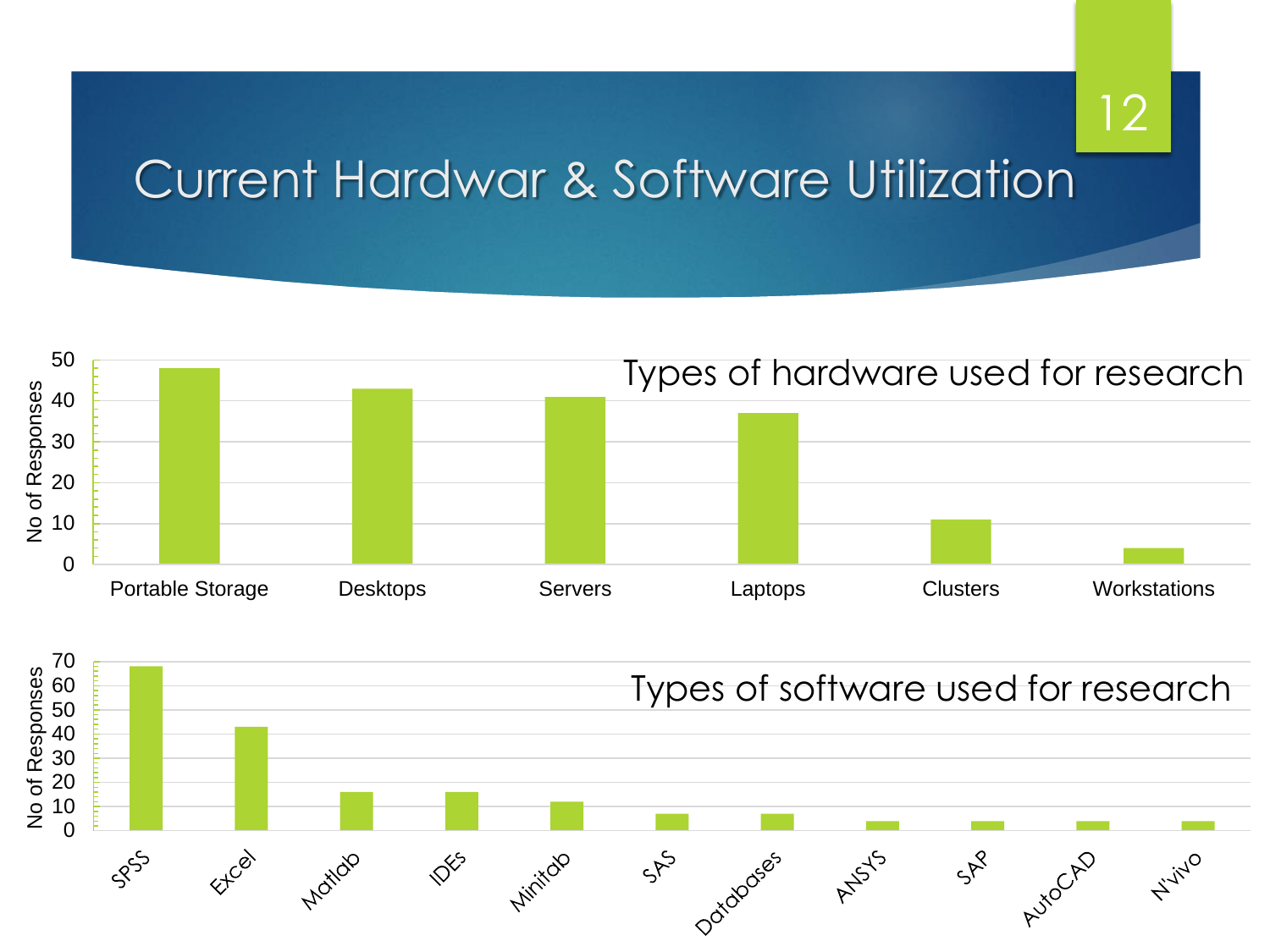# Current Hardwar & Software Utilization

Types of hardware used for research

| Hardware | No of Responses |
| --- | --- |
| Portable Storage | 48 |
| Desktops | 43 |
| Servers | 41 |
| Laptops | 37 |
| Clusters | 11 |
| Workstations | 4 |

Types of software used for research

| Software | No of Responses |
| --- | --- |
| SPSS | 68 |
| Excel | 43 |
| Matlab | 16 |
| IDEs | 16 |
| Minitab | 12 |
| SAS | 7 |
| Databases | 7 |
| ANSYS | 4 |
| SAP | 4 |
| AutoCAD | 4 |
| N'vivo | 4 |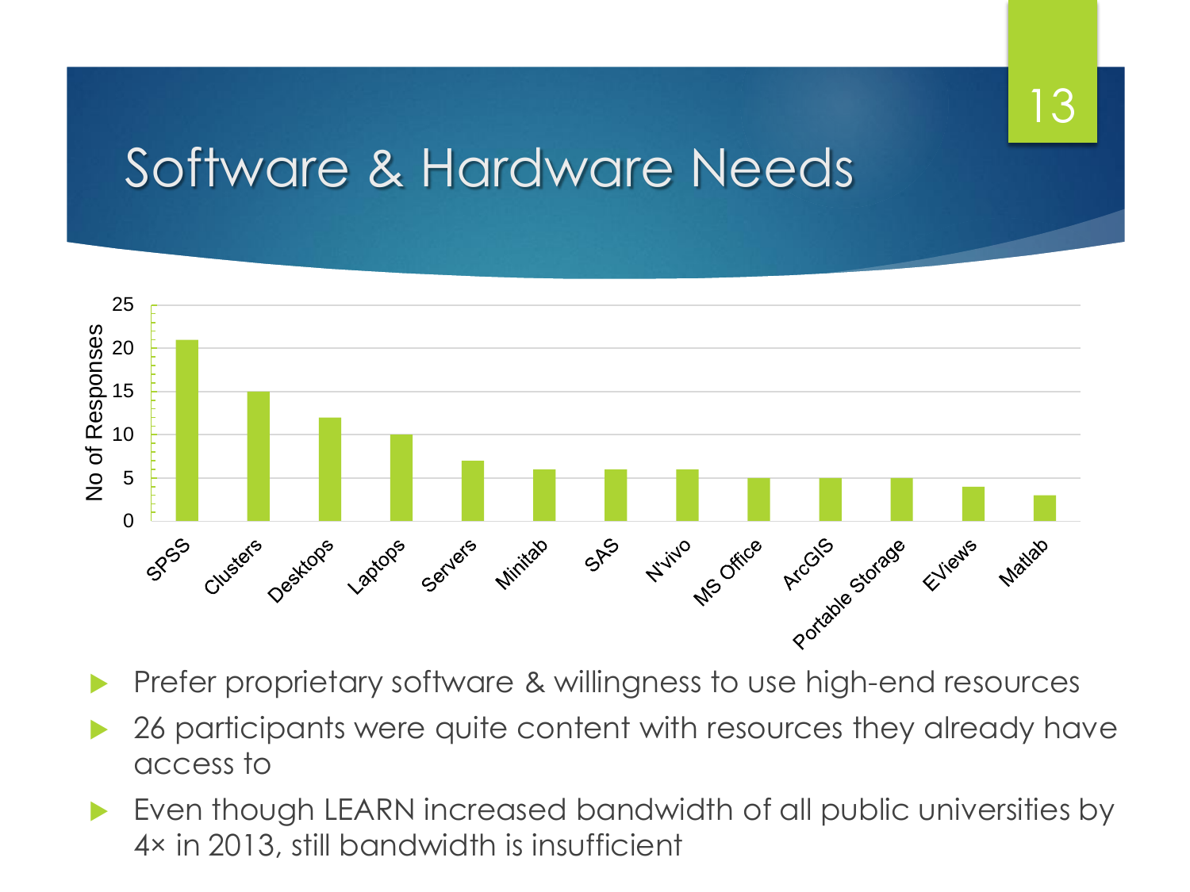# Software & Hardware Needs

| | No of Responses |
|---|---|
| SPSS | 21 |
| Clusters | 15 |
| Desktops | 12 |
| Laptops | 10 |
| Servers | 7 |
| Minitab | 6 |
| SAS | 6 |
| N'vivo | 6 |
| MS Office | 5 |
| ArcGIS | 5 |
| Portable Storage | 5 |
| EViews | 4 |
| Matlab | 3 |

- Prefer proprietary software & willingness to use high-end resources
- 26 participants were quite content with resources they already have access to
- Even though LEARN increased bandwidth of all public universities by 4× in 2013, still bandwidth is insufficient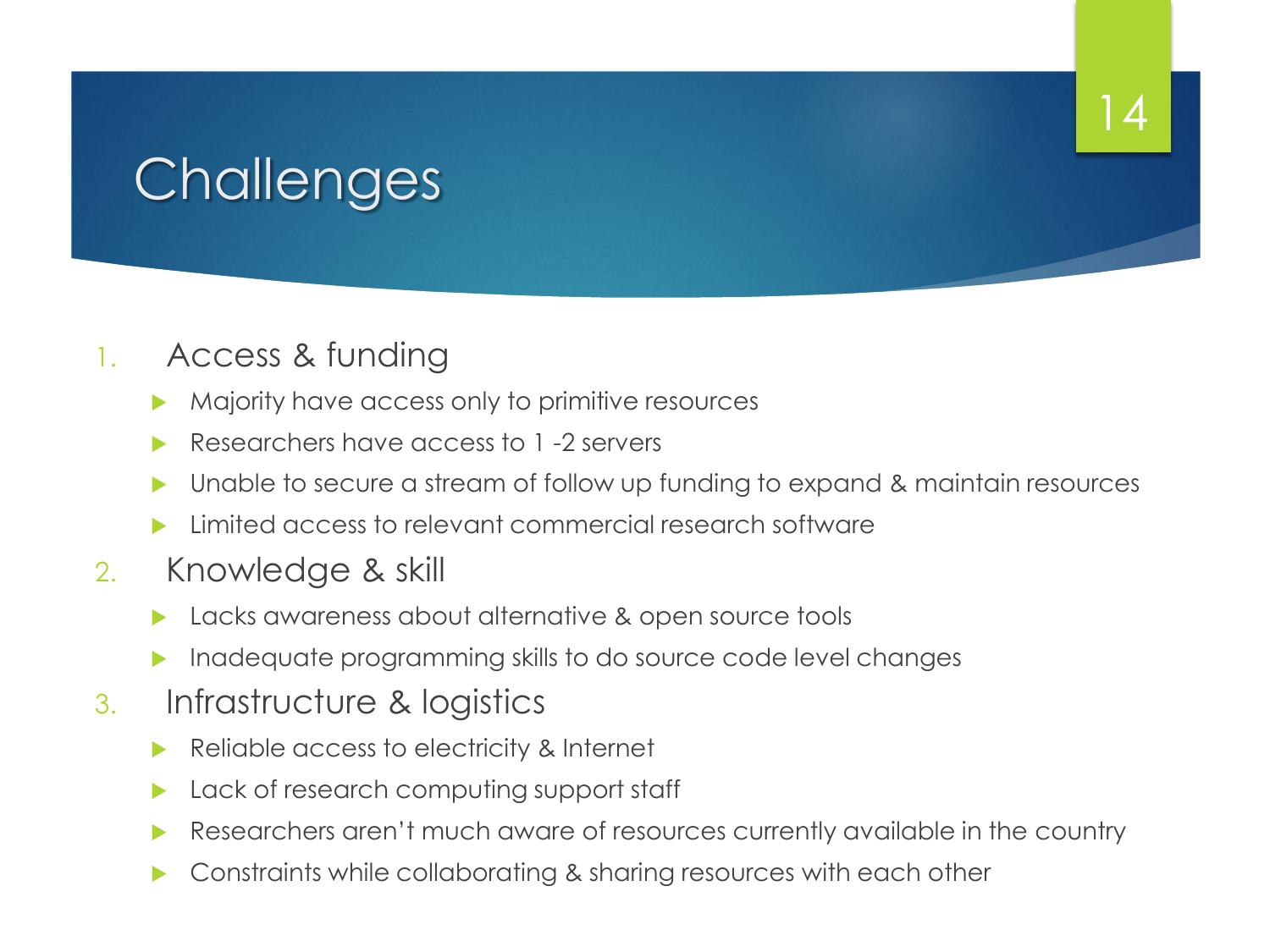# Challenges

1. Access & funding
   - Majority have access only to primitive resources
   - Researchers have access to 1 -2 servers
   - Unable to secure a stream of follow up funding to expand & maintain resources
   - Limited access to relevant commercial research software
2. Knowledge & skill
   - Lacks awareness about alternative & open source tools
   - Inadequate programming skills to do source code level changes
3. Infrastructure & logistics
   - Reliable access to electricity & Internet
   - Lack of research computing support staff
   - Researchers aren't much aware of resources currently available in the country
   - Constraints while collaborating & sharing resources with each other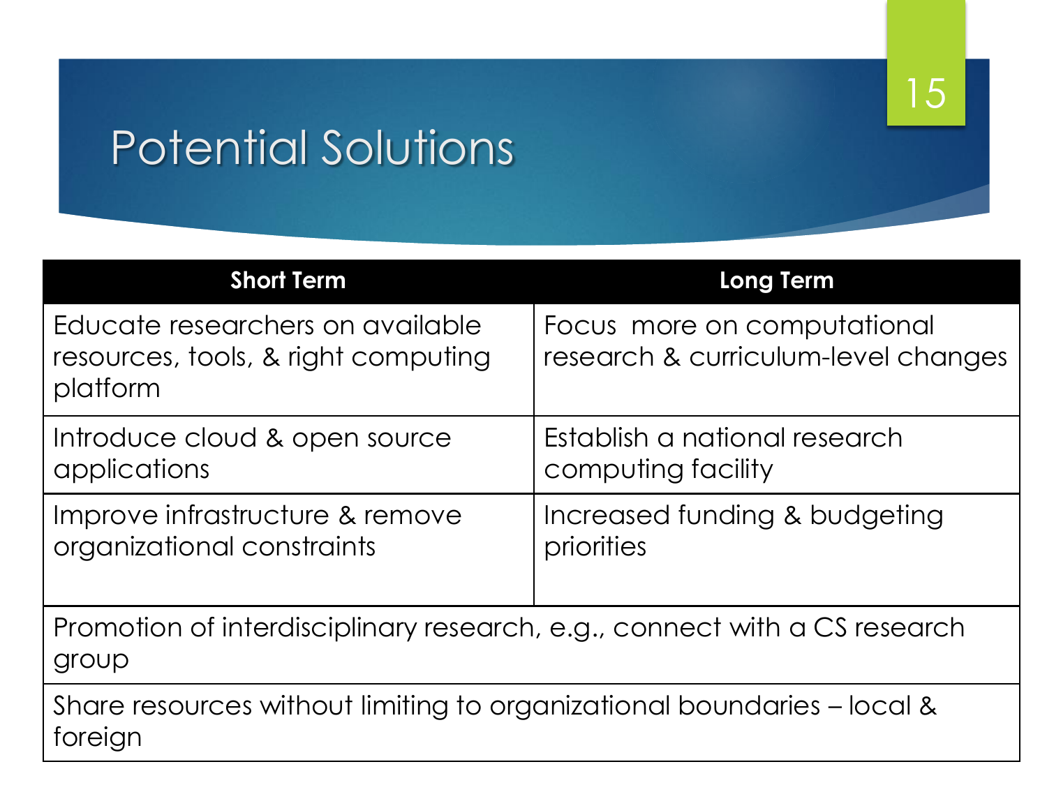# Potential Solutions

| Short Term | Long Term |
|---|---|
| Educate researchers on available resources, tools, & right computing platform | Focus more on computational research & curriculum-level changes |
| Introduce cloud & open source applications | Establish a national research computing facility |
| Improve infrastructure & remove organizational constraints | Increased funding & budgeting priorities |
| Promotion of interdisciplinary research, e.g., connect with a CS research group | |
| Share resources without limiting to organizational boundaries – local & foreign | |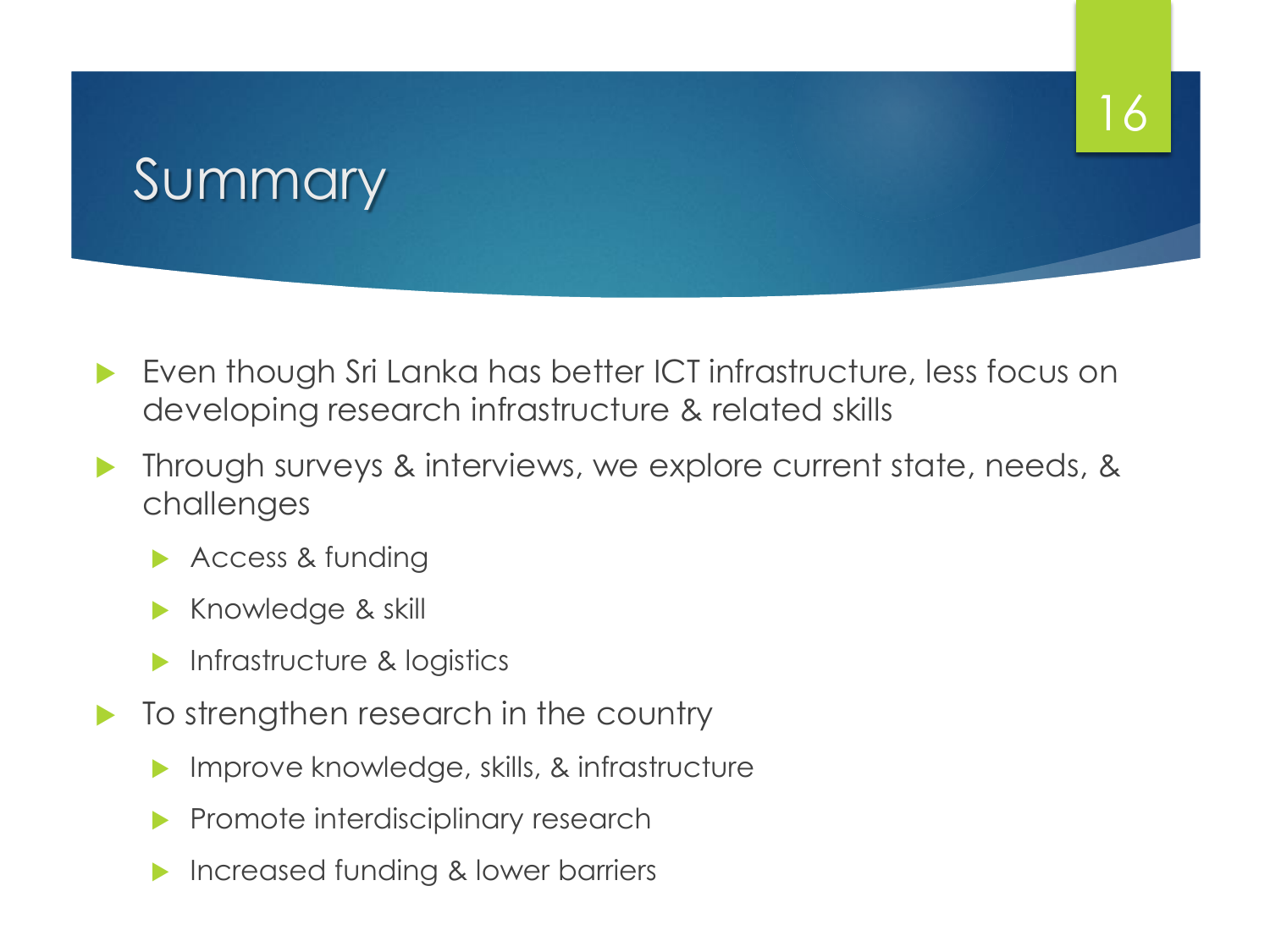# Summary

- Even though Sri Lanka has better ICT infrastructure, less focus on developing research infrastructure & related skills
- Through surveys & interviews, we explore current state, needs, & challenges
  - Access & funding
  - Knowledge & skill
  - Infrastructure & logistics
- To strengthen research in the country
  - Improve knowledge, skills, & infrastructure
  - Promote interdisciplinary research
  - Increased funding & lower barriers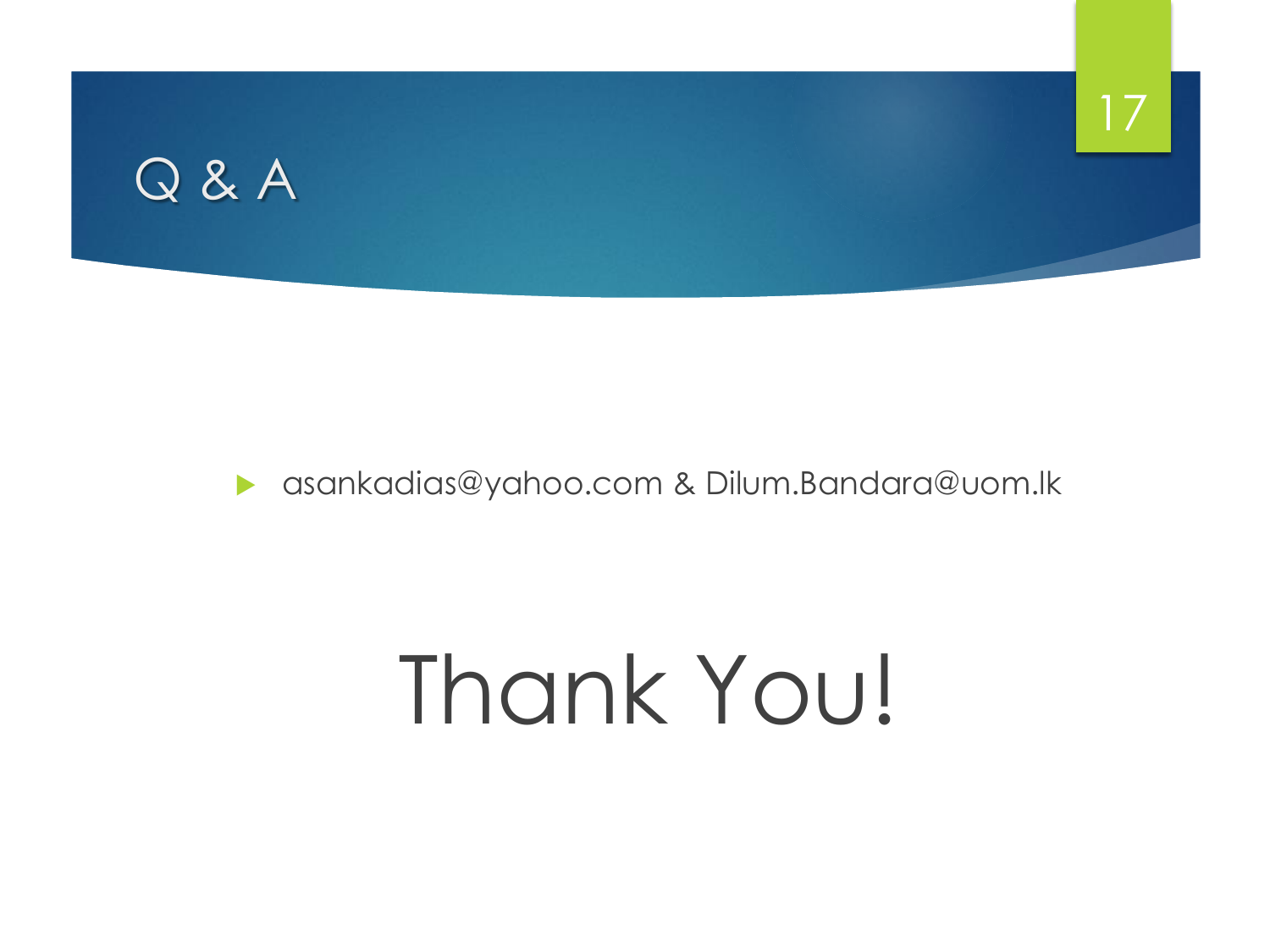# Q & A

- asankadias@yahoo.com & Dilum.Bandara@uom.lk

Thank You!